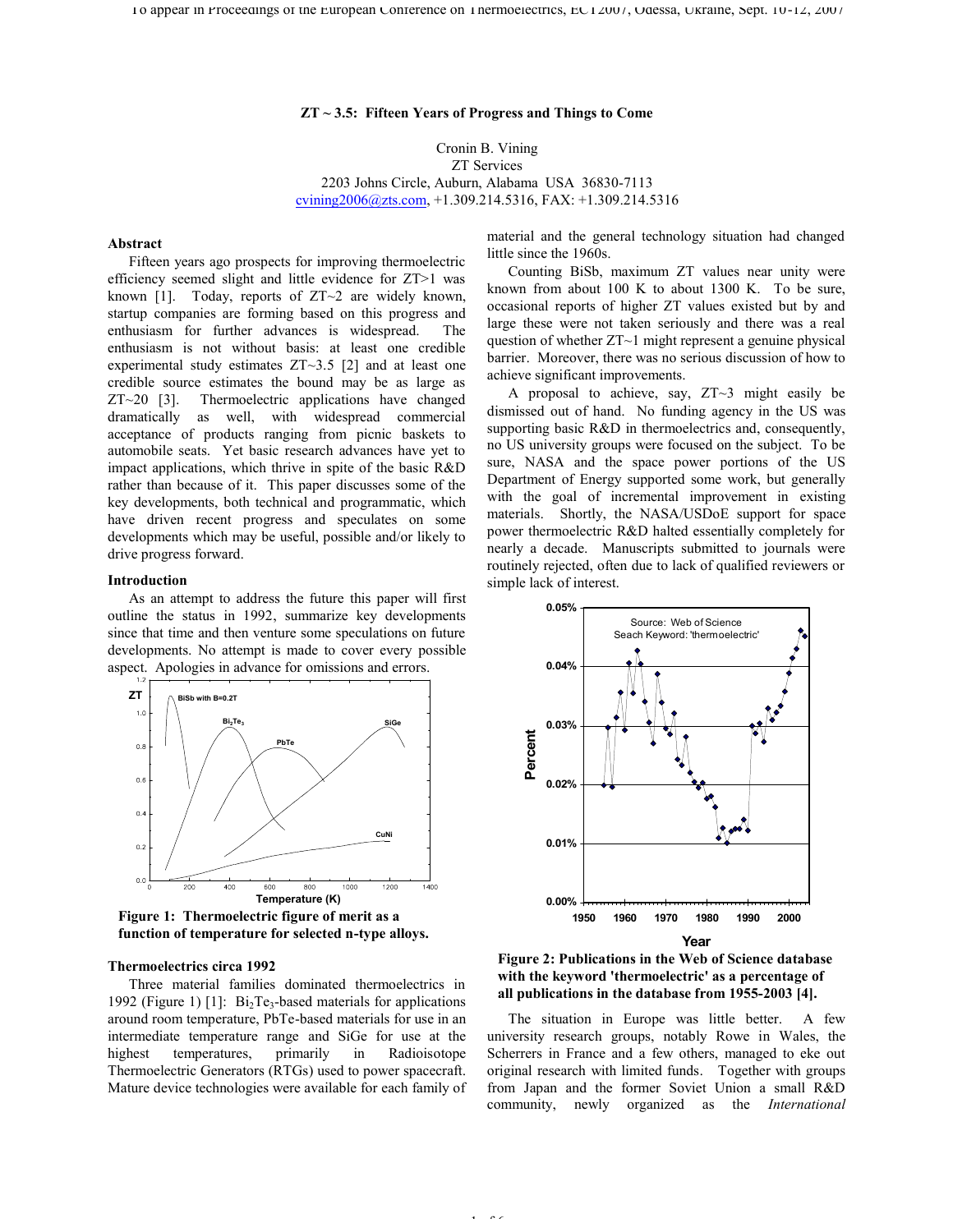# ZT ~ 3.5: Fifteen Years of Progress and Things to Come

Cronin B. Vining
ZT Services
2203 Johns Circle, Auburn, Alabama USA 36830-7113
cvining2006@zts.com, +1.309.214.5316, FAX: +1.309.214.5316

## Abstract

Fifteen years ago prospects for improving thermoelectric efficiency seemed slight and little evidence for ZT>1 was known [1]. Today, reports of ZT~2 are widely known, startup companies are forming based on this progress and enthusiasm for further advances is widespread. The enthusiasm is not without basis: at least one credible experimental study estimates ZT~3.5 [2] and at least one credible source estimates the bound may be as large as ZT~20 [3]. Thermoelectric applications have changed dramatically as well, with widespread commercial acceptance of products ranging from picnic baskets to automobile seats. Yet basic research advances have yet to impact applications, which thrive in spite of the basic R&D rather than because of it. This paper discusses some of the key developments, both technical and programmatic, which have driven recent progress and speculates on some developments which may be useful, possible and/or likely to drive progress forward.

## Introduction

As an attempt to address the future this paper will first outline the status in 1992, summarize key developments since that time and then venture some speculations on future developments. No attempt is made to cover every possible aspect. Apologies in advance for omissions and errors.

**Figure 1: Thermoelectric figure of merit as a function of temperature for selected n-type alloys.**

## Thermoelectrics circa 1992

Three material families dominated thermoelectrics in 1992 (Figure 1) [1]: $Bi_2Te_3$-based materials for applications around room temperature, PbTe-based materials for use in an intermediate temperature range and SiGe for use at the highest temperatures, primarily in Radioisotope Thermoelectric Generators (RTGs) used to power spacecraft. Mature device technologies were available for each family of material and the general technology situation had changed little since the 1960s.

Counting BiSb, maximum ZT values near unity were known from about 100 K to about 1300 K. To be sure, occasional reports of higher ZT values existed but by and large these were not taken seriously and there was a real question of whether ZT~1 might represent a genuine physical barrier. Moreover, there was no serious discussion of how to achieve significant improvements.

A proposal to achieve, say, ZT~3 might easily be dismissed out of hand. No funding agency in the US was supporting basic R&D in thermoelectrics and, consequently, no US university groups were focused on the subject. To be sure, NASA and the space power portions of the US Department of Energy supported some work, but generally with the goal of incremental improvement in existing materials. Shortly, the NASA/USDoE support for space power thermoelectric R&D halted essentially completely for nearly a decade. Manuscripts submitted to journals were routinely rejected, often due to lack of qualified reviewers or simple lack of interest.

**Figure 2: Publications in the Web of Science database with the keyword 'thermoelectric' as a percentage of all publications in the database from 1955-2003 [4].**

The situation in Europe was little better. A few university research groups, notably Rowe in Wales, the Scherrers in France and a few others, managed to eke out original research with limited funds. Together with groups from Japan and the former Soviet Union a small R&D community, newly organized as the *International*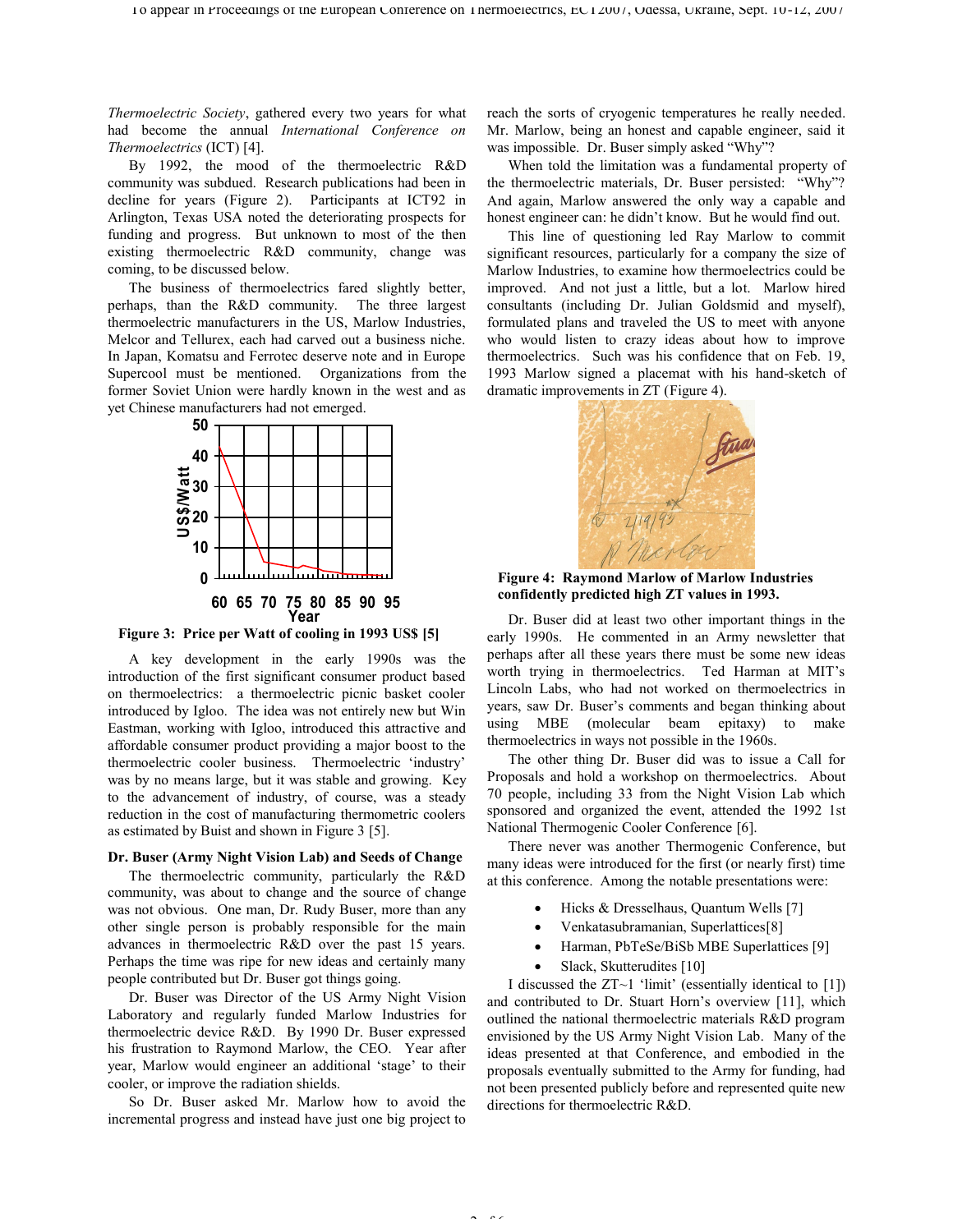*Thermoelectric Society*, gathered every two years for what had become the annual *International Conference on Thermoelectrics* (ICT) [4].

By 1992, the mood of the thermoelectric R&D community was subdued. Research publications had been in decline for years (Figure 2). Participants at ICT92 in Arlington, Texas USA noted the deteriorating prospects for funding and progress. But unknown to most of the then existing thermoelectric R&D community, change was coming, to be discussed below.

The business of thermoelectrics fared slightly better, perhaps, than the R&D community. The three largest thermoelectric manufacturers in the US, Marlow Industries, Melcor and Tellurex, each had carved out a business niche. In Japan, Komatsu and Ferrotec deserve note and in Europe Supercool must be mentioned. Organizations from the former Soviet Union were hardly known in the west and as yet Chinese manufacturers had not emerged.

**Figure 3: Price per Watt of cooling in 1993 US$ [5]**

A key development in the early 1990s was the introduction of the first significant consumer product based on thermoelectrics: a thermoelectric picnic basket cooler introduced by Igloo. The idea was not entirely new but Win Eastman, working with Igloo, introduced this attractive and affordable consumer product providing a major boost to the thermoelectric cooler business. Thermoelectric 'industry' was by no means large, but it was stable and growing. Key to the advancement of industry, of course, was a steady reduction in the cost of manufacturing thermometric coolers as estimated by Buist and shown in Figure 3 [5].

### Dr. Buser (Army Night Vision Lab) and Seeds of Change

The thermoelectric community, particularly the R&D community, was about to change and the source of change was not obvious. One man, Dr. Rudy Buser, more than any other single person is probably responsible for the main advances in thermoelectric R&D over the past 15 years. Perhaps the time was ripe for new ideas and certainly many people contributed but Dr. Buser got things going.

Dr. Buser was Director of the US Army Night Vision Laboratory and regularly funded Marlow Industries for thermoelectric device R&D. By 1990 Dr. Buser expressed his frustration to Raymond Marlow, the CEO. Year after year, Marlow would engineer an additional 'stage' to their cooler, or improve the radiation shields.

So Dr. Buser asked Mr. Marlow how to avoid the incremental progress and instead have just one big project to reach the sorts of cryogenic temperatures he really needed. Mr. Marlow, being an honest and capable engineer, said it was impossible. Dr. Buser simply asked "Why"?

When told the limitation was a fundamental property of the thermoelectric materials, Dr. Buser persisted: "Why"? And again, Marlow answered the only way a capable and honest engineer can: he didn't know. But he would find out.

This line of questioning led Ray Marlow to commit significant resources, particularly for a company the size of Marlow Industries, to examine how thermoelectrics could be improved. And not just a little, but a lot. Marlow hired consultants (including Dr. Julian Goldsmid and myself), formulated plans and traveled the US to meet with anyone who would listen to crazy ideas about how to improve thermoelectrics. Such was his confidence that on Feb. 19, 1993 Marlow signed a placemat with his hand-sketch of dramatic improvements in ZT (Figure 4).

**Figure 4: Raymond Marlow of Marlow Industries confidently predicted high ZT values in 1993.**

Dr. Buser did at least two other important things in the early 1990s. He commented in an Army newsletter that perhaps after all these years there must be some new ideas worth trying in thermoelectrics. Ted Harman at MIT's Lincoln Labs, who had not worked on thermoelectrics in years, saw Dr. Buser's comments and began thinking about using MBE (molecular beam epitaxy) to make thermoelectrics in ways not possible in the 1960s.

The other thing Dr. Buser did was to issue a Call for Proposals and hold a workshop on thermoelectrics. About 70 people, including 33 from the Night Vision Lab which sponsored and organized the event, attended the 1992 1st National Thermogenic Cooler Conference [6].

There never was another Thermogenic Conference, but many ideas were introduced for the first (or nearly first) time at this conference. Among the notable presentations were:

- Hicks & Dresselhaus, Quantum Wells [7]
- Venkatasubramanian, Superlattices[8]
- Harman, PbTeSe/BiSb MBE Superlattices [9]
- Slack, Skutterudites [10]

I discussed the ZT~1 'limit' (essentially identical to [1]) and contributed to Dr. Stuart Horn's overview [11], which outlined the national thermoelectric materials R&D program envisioned by the US Army Night Vision Lab. Many of the ideas presented at that Conference, and embodied in the proposals eventually submitted to the Army for funding, had not been presented publicly before and represented quite new directions for thermoelectric R&D.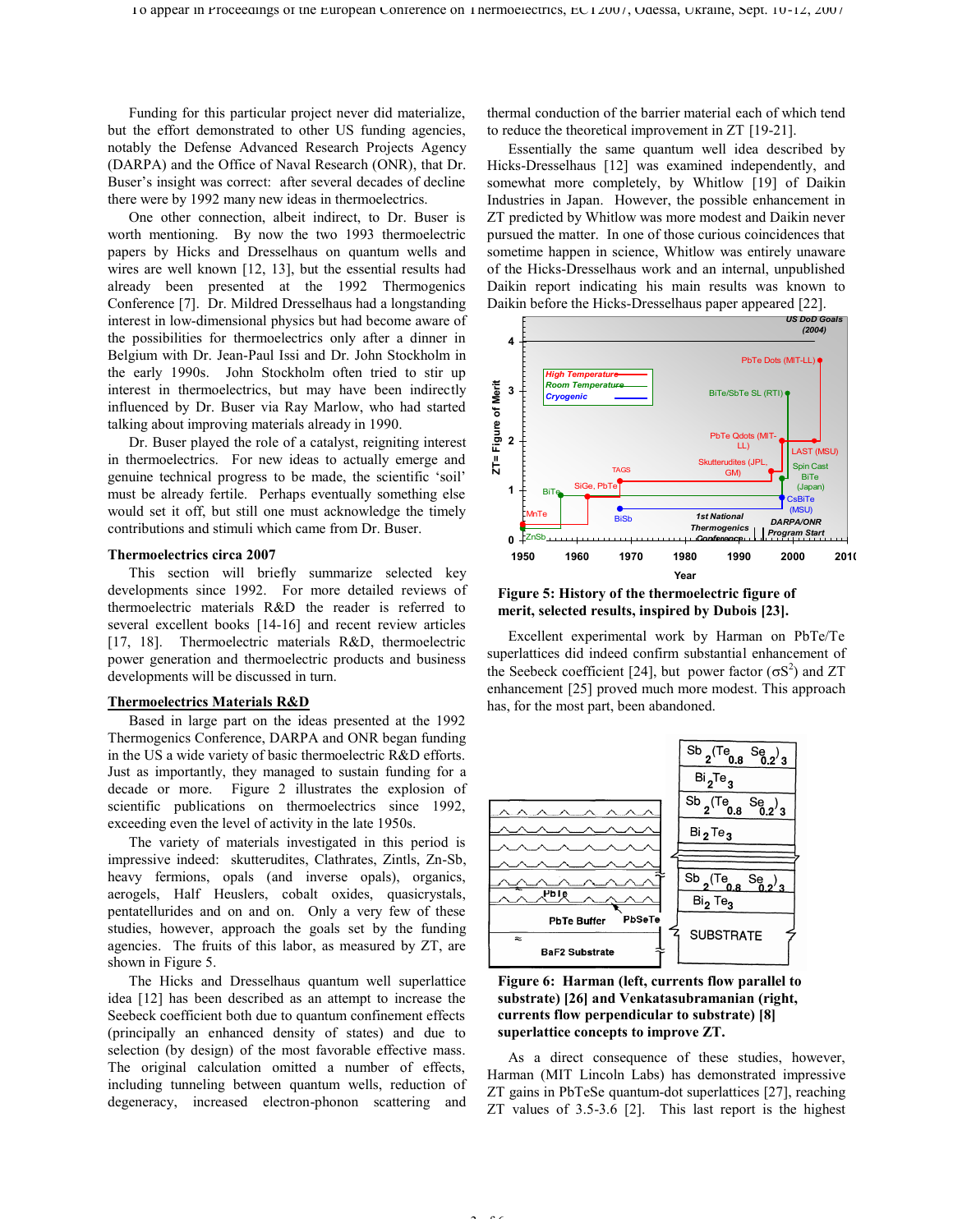Funding for this particular project never did materialize, but the effort demonstrated to other US funding agencies, notably the Defense Advanced Research Projects Agency (DARPA) and the Office of Naval Research (ONR), that Dr. Buser's insight was correct: after several decades of decline there were by 1992 many new ideas in thermoelectrics.

One other connection, albeit indirect, to Dr. Buser is worth mentioning. By now the two 1993 thermoelectric papers by Hicks and Dresselhaus on quantum wells and wires are well known [12, 13], but the essential results had already been presented at the 1992 Thermogenics Conference [7]. Dr. Mildred Dresselhaus had a longstanding interest in low-dimensional physics but had become aware of the possibilities for thermoelectrics only after a dinner in Belgium with Dr. Jean-Paul Issi and Dr. John Stockholm in the early 1990s. John Stockholm often tried to stir up interest in thermoelectrics, but may have been indirectly influenced by Dr. Buser via Ray Marlow, who had started talking about improving materials already in 1990.

Dr. Buser played the role of a catalyst, reigniting interest in thermoelectrics. For new ideas to actually emerge and genuine technical progress to be made, the scientific 'soil' must be already fertile. Perhaps eventually something else would set it off, but still one must acknowledge the timely contributions and stimuli which came from Dr. Buser.

## Thermoelectrics circa 2007

This section will briefly summarize selected key developments since 1992. For more detailed reviews of thermoelectric materials R&D the reader is referred to several excellent books [14-16] and recent review articles [17, 18]. Thermoelectric materials R&D, thermoelectric power generation and thermoelectric products and business developments will be discussed in turn.

### Thermoelectrics Materials R&D

Based in large part on the ideas presented at the 1992 Thermogenics Conference, DARPA and ONR began funding in the US a wide variety of basic thermoelectric R&D efforts. Just as importantly, they managed to sustain funding for a decade or more. Figure 2 illustrates the explosion of scientific publications on thermoelectrics since 1992, exceeding even the level of activity in the late 1950s.

The variety of materials investigated in this period is impressive indeed: skutterudites, Clathrates, Zintls, Zn-Sb, heavy fermions, opals (and inverse opals), organics, aerogels, Half Heuslers, cobalt oxides, quasicrystals, pentatellurides and on and on. Only a very few of these studies, however, approach the goals set by the funding agencies. The fruits of this labor, as measured by ZT, are shown in Figure 5.

The Hicks and Dresselhaus quantum well superlattice idea [12] has been described as an attempt to increase the Seebeck coefficient both due to quantum confinement effects (principally an enhanced density of states) and due to selection (by design) of the most favorable effective mass. The original calculation omitted a number of effects, including tunneling between quantum wells, reduction of degeneracy, increased electron-phonon scattering and thermal conduction of the barrier material each of which tend to reduce the theoretical improvement in ZT [19-21].

Essentially the same quantum well idea described by Hicks-Dresselhaus [12] was examined independently, and somewhat more completely, by Whitlow [19] of Daikin Industries in Japan. However, the possible enhancement in ZT predicted by Whitlow was more modest and Daikin never pursued the matter. In one of those curious coincidences that sometime happen in science, Whitlow was entirely unaware of the Hicks-Dresselhaus work and an internal, unpublished Daikin report indicating his main results was known to Daikin before the Hicks-Dresselhaus paper appeared [22].

**Figure 5: History of the thermoelectric figure of merit, selected results, inspired by Dubois [23].**

Excellent experimental work by Harman on PbTe/Te superlattices did indeed confirm substantial enhancement of the Seebeck coefficient [24], but power factor ($\sigma S^2$) and ZT enhancement [25] proved much more modest. This approach has, for the most part, been abandoned.

**Figure 6: Harman (left, currents flow parallel to substrate) [26] and Venkatasubramanian (right, currents flow perpendicular to substrate) [8] superlattice concepts to improve ZT.**

As a direct consequence of these studies, however, Harman (MIT Lincoln Labs) has demonstrated impressive ZT gains in PbTeSe quantum-dot superlattices [27], reaching ZT values of 3.5-3.6 [2]. This last report is the highest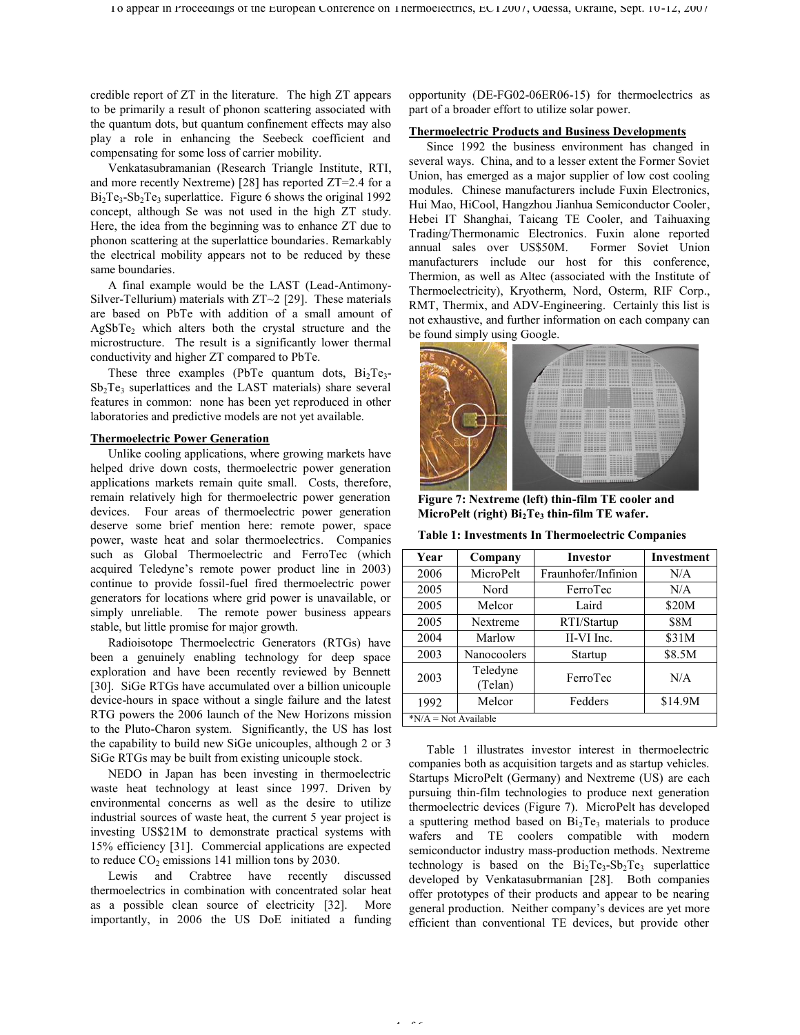credible report of ZT in the literature. The high ZT appears to be primarily a result of phonon scattering associated with the quantum dots, but quantum confinement effects may also play a role in enhancing the Seebeck coefficient and compensating for some loss of carrier mobility.

Venkatasubramanian (Research Triangle Institute, RTI, and more recently Nextreme) [28] has reported ZT=2.4 for a $Bi_2Te_3$-$Sb_2Te_3$ superlattice. Figure 6 shows the original 1992 concept, although Se was not used in the high ZT study. Here, the idea from the beginning was to enhance ZT due to phonon scattering at the superlattice boundaries. Remarkably the electrical mobility appears not to be reduced by these same boundaries.

A final example would be the LAST (Lead-Antimony-Silver-Tellurium) materials with ZT~2 [29]. These materials are based on PbTe with addition of a small amount of $AgSbTe_2$ which alters both the crystal structure and the microstructure. The result is a significantly lower thermal conductivity and higher ZT compared to PbTe.

These three examples (PbTe quantum dots, $Bi_2Te_3$-$Sb_2Te_3$ superlattices and the LAST materials) share several features in common: none has been yet reproduced in other laboratories and predictive models are not yet available.

## Thermoelectric Power Generation

Unlike cooling applications, where growing markets have helped drive down costs, thermoelectric power generation applications markets remain quite small. Costs, therefore, remain relatively high for thermoelectric power generation devices. Four areas of thermoelectric power generation deserve some brief mention here: remote power, space power, waste heat and solar thermoelectrics. Companies such as Global Thermoelectric and FerroTec (which acquired Teledyne's remote power product line in 2003) continue to provide fossil-fuel fired thermoelectric power generators for locations where grid power is unavailable, or simply unreliable. The remote power business appears stable, but little promise for major growth.

Radioisotope Thermoelectric Generators (RTGs) have been a genuinely enabling technology for deep space exploration and have been recently reviewed by Bennett [30]. SiGe RTGs have accumulated over a billion unicouple device-hours in space without a single failure and the latest RTG powers the 2006 launch of the New Horizons mission to the Pluto-Charon system. Significantly, the US has lost the capability to build new SiGe unicouples, although 2 or 3 SiGe RTGs may be built from existing unicouple stock.

NEDO in Japan has been investing in thermoelectric waste heat technology at least since 1997. Driven by environmental concerns as well as the desire to utilize industrial sources of waste heat, the current 5 year project is investing US$21M to demonstrate practical systems with 15% efficiency [31]. Commercial applications are expected to reduce $CO_2$ emissions 141 million tons by 2030.

Lewis and Crabtree have recently discussed thermoelectrics in combination with concentrated solar heat as a possible clean source of electricity [32]. More importantly, in 2006 the US DoE initiated a funding opportunity (DE-FG02-06ER06-15) for thermoelectrics as part of a broader effort to utilize solar power.

## Thermoelectric Products and Business Developments

Since 1992 the business environment has changed in several ways. China, and to a lesser extent the Former Soviet Union, has emerged as a major supplier of low cost cooling modules. Chinese manufacturers include Fuxin Electronics, Hui Mao, HiCool, Hangzhou Jianhua Semiconductor Cooler, Hebei IT Shanghai, Taicang TE Cooler, and Taihuaxing Trading/Thermonamic Electronics. Fuxin alone reported annual sales over US$50M. Former Soviet Union manufacturers include our host for this conference, Thermion, as well as Altec (associated with the Institute of Thermoelectricity), Kryotherm, Nord, Osterm, RIF Corp., RMT, Thermix, and ADV-Engineering. Certainly this list is not exhaustive, and further information on each company can be found simply using Google.

**Figure 7: Nextreme (left) thin-film TE cooler and MicroPelt (right) $Bi_2Te_3$ thin-film TE wafer.**

**Table 1: Investments In Thermoelectric Companies**

| Year | Company | Investor | Investment |
|---|---|---|---|
| 2006 | MicroPelt | Fraunhofer/Infinion | N/A |
| 2005 | Nord | FerroTec | N/A |
| 2005 | Melcor | Laird | $20M |
| 2005 | Nextreme | RTI/Startup | $8M |
| 2004 | Marlow | II-VI Inc. | $31M |
| 2003 | Nanocoolers | Startup | $8.5M |
| 2003 | Teledyne (Telan) | FerroTec | N/A |
| 1992 | Melcor | Fedders | $14.9M |

*N/A = Not Available

Table 1 illustrates investor interest in thermoelectric companies both as acquisition targets and as startup vehicles. Startups MicroPelt (Germany) and Nextreme (US) are each pursuing thin-film technologies to produce next generation thermoelectric devices (Figure 7). MicroPelt has developed a sputtering method based on $Bi_2Te_3$ materials to produce wafers and TE coolers compatible with modern semiconductor industry mass-production methods. Nextreme technology is based on the $Bi_2Te_3$-$Sb_2Te_3$ superlattice developed by Venkatasubrmanian [28]. Both companies offer prototypes of their products and appear to be nearing general production. Neither company's devices are yet more efficient than conventional TE devices, but provide other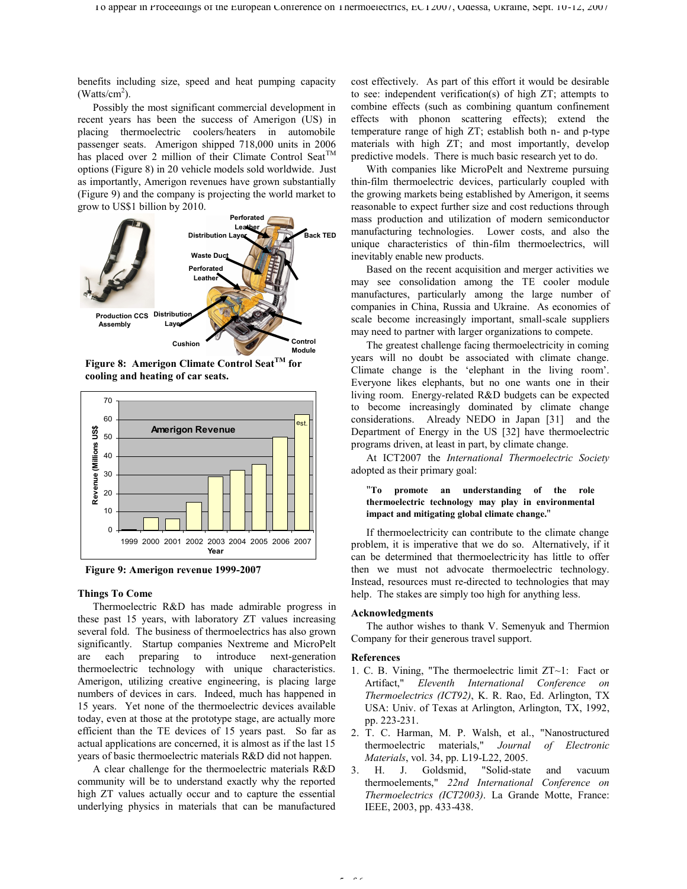benefits including size, speed and heat pumping capacity (Watts/cm$^2$).

Possibly the most significant commercial development in recent years has been the success of Amerigon (US) in placing thermoelectric coolers/heaters in automobile passenger seats. Amerigon shipped 718,000 units in 2006 has placed over 2 million of their Climate Control Seat™ options (Figure 8) in 20 vehicle models sold worldwide. Just as importantly, Amerigon revenues have grown substantially (Figure 9) and the company is projecting the world market to grow to US$1 billion by 2010.

**Figure 8: Amerigon Climate Control Seat™ for cooling and heating of car seats.**

**Figure 9: Amerigon revenue 1999-2007**

### Things To Come

Thermoelectric R&D has made admirable progress in these past 15 years, with laboratory ZT values increasing several fold. The business of thermoelectrics has also grown significantly. Startup companies Nextreme and MicroPelt are each preparing to introduce next-generation thermoelectric technology with unique characteristics. Amerigon, utilizing creative engineering, is placing large numbers of devices in cars. Indeed, much has happened in 15 years. Yet none of the thermoelectric devices available today, even at those at the prototype stage, are actually more efficient than the TE devices of 15 years past. So far as actual applications are concerned, it is almost as if the last 15 years of basic thermoelectric materials R&D did not happen.

A clear challenge for the thermoelectric materials R&D community will be to understand exactly why the reported high ZT values actually occur and to capture the essential underlying physics in materials that can be manufactured cost effectively. As part of this effort it would be desirable to see: independent verification(s) of high ZT; attempts to combine effects (such as combining quantum confinement effects with phonon scattering effects); extend the temperature range of high ZT; establish both n- and p-type materials with high ZT; and most importantly, develop predictive models. There is much basic research yet to do.

With companies like MicroPelt and Nextreme pursuing thin-film thermoelectric devices, particularly coupled with the growing markets being established by Amerigon, it seems reasonable to expect further size and cost reductions through mass production and utilization of modern semiconductor manufacturing technologies. Lower costs, and also the unique characteristics of thin-film thermoelectrics, will inevitably enable new products.

Based on the recent acquisition and merger activities we may see consolidation among the TE cooler module manufactures, particularly among the large number of companies in China, Russia and Ukraine. As economies of scale become increasingly important, small-scale suppliers may need to partner with larger organizations to compete.

The greatest challenge facing thermoelectricity in coming years will no doubt be associated with climate change. Climate change is the 'elephant in the living room'. Everyone likes elephants, but no one wants one in their living room. Energy-related R&D budgets can be expected to become increasingly dominated by climate change considerations. Already NEDO in Japan [31] and the Department of Energy in the US [32] have thermoelectric programs driven, at least in part, by climate change.

At ICT2007 the *International Thermoelectric Society* adopted as their primary goal:

> **"To promote an understanding of the role thermoelectric technology may play in environmental impact and mitigating global climate change."**

If thermoelectricity can contribute to the climate change problem, it is imperative that we do so. Alternatively, if it can be determined that thermoelectricity has little to offer then we must not advocate thermoelectric technology. Instead, resources must re-directed to technologies that may help. The stakes are simply too high for anything less.

### Acknowledgments

The author wishes to thank V. Semenyuk and Thermion Company for their generous travel support.

### References

1. C. B. Vining, "The thermoelectric limit ZT~1: Fact or Artifact," *Eleventh International Conference on Thermoelectrics (ICT92)*, K. R. Rao, Ed. Univ. of Texas at Arlington, Arlington, TX USA: Univ. of Texas at Arlington, Arlington, TX, 1992, pp. 223-231.
2. T. C. Harman, M. P. Walsh, et al., "Nanostructured thermoelectric materials," *Journal of Electronic Materials*, vol. 34, pp. L19-L22, 2005.
3. H. J. Goldsmid, "Solid-state and vacuum thermoelements," *22nd International Conference on Thermoelectrics (ICT2003)*. La Grande Motte, France: IEEE, 2003, pp. 433-438.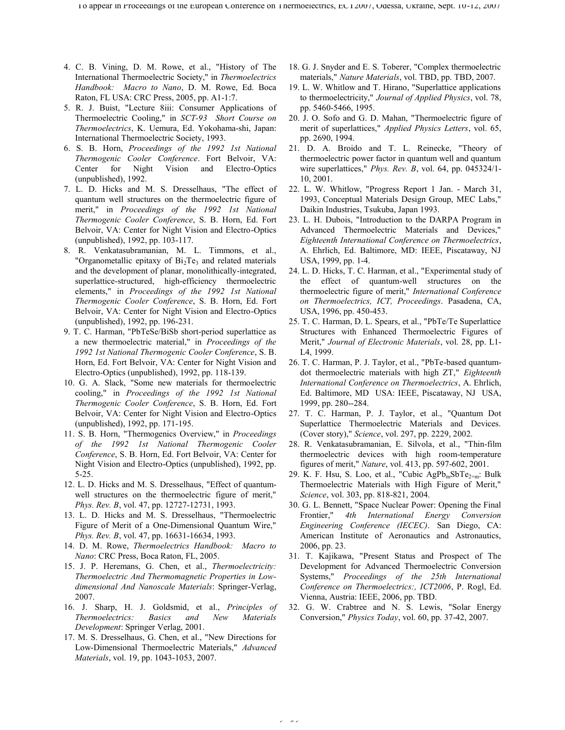4. C. B. Vining, D. M. Rowe, et al., "History of The International Thermoelectric Society," in *Thermoelectrics Handbook: Macro to Nano*, D. M. Rowe, Ed. Boca Raton, FL USA: CRC Press, 2005, pp. A1-1:7.
5. R. J. Buist, "Lecture 8iii: Consumer Applications of Thermoelectric Cooling," in *SCT-93 Short Course on Thermoelectrics*, K. Uemura, Ed. Yokohama-shi, Japan: International Thermoelectric Society, 1993.
6. S. B. Horn, *Proceedings of the 1992 1st National Thermogenic Cooler Conference*. Fort Belvoir, VA: Center for Night Vision and Electro-Optics (unpublished), 1992.
7. L. D. Hicks and M. S. Dresselhaus, "The effect of quantum well structures on the thermoelectric figure of merit," in *Proceedings of the 1992 1st National Thermogenic Cooler Conference*, S. B. Horn, Ed. Fort Belvoir, VA: Center for Night Vision and Electro-Optics (unpublished), 1992, pp. 103-117.
8. R. Venkatasubramanian, M. L. Timmons, et al., "Organometallic epitaxy of $Bi_2Te_3$ and related materials and the development of planar, monolithically-integrated, superlattice-structured, high-efficiency thermoelectric elements," in *Proceedings of the 1992 1st National Thermogenic Cooler Conference*, S. B. Horn, Ed. Fort Belvoir, VA: Center for Night Vision and Electro-Optics (unpublished), 1992, pp. 196-231.
9. T. C. Harman, "PbTeSe/BiSb short-period superlattice as a new thermoelectric material," in *Proceedings of the 1992 1st National Thermogenic Cooler Conference*, S. B. Horn, Ed. Fort Belvoir, VA: Center for Night Vision and Electro-Optics (unpublished), 1992, pp. 118-139.
10. G. A. Slack, "Some new materials for thermoelectric cooling," in *Proceedings of the 1992 1st National Thermogenic Cooler Conference*, S. B. Horn, Ed. Fort Belvoir, VA: Center for Night Vision and Electro-Optics (unpublished), 1992, pp. 171-195.
11. S. B. Horn, "Thermogenics Overview," in *Proceedings of the 1992 1st National Thermogenic Cooler Conference*, S. B. Horn, Ed. Fort Belvoir, VA: Center for Night Vision and Electro-Optics (unpublished), 1992, pp. 5-25.
12. L. D. Hicks and M. S. Dresselhaus, "Effect of quantum-well structures on the thermoelectric figure of merit," *Phys. Rev. B*, vol. 47, pp. 12727-12731, 1993.
13. L. D. Hicks and M. S. Dresselhaus, "Thermoelectric Figure of Merit of a One-Dimensional Quantum Wire," *Phys. Rev. B*, vol. 47, pp. 16631-16634, 1993.
14. D. M. Rowe, *Thermoelectrics Handbook: Macro to Nano*: CRC Press, Boca Raton, FL, 2005.
15. J. P. Heremans, G. Chen, et al., *Thermoelectricity: Thermoelectric And Thermomagnetic Properties in Low-dimensional And Nanoscale Materials*: Springer-Verlag, 2007.
16. J. Sharp, H. J. Goldsmid, et al., *Principles of Thermoelectrics: Basics and New Materials Development*: Springer Verlag, 2001.
17. M. S. Dresselhaus, G. Chen, et al., "New Directions for Low-Dimensional Thermoelectric Materials," *Advanced Materials*, vol. 19, pp. 1043-1053, 2007.
18. G. J. Snyder and E. S. Toberer, "Complex thermoelectric materials," *Nature Materials*, vol. TBD, pp. TBD, 2007.
19. L. W. Whitlow and T. Hirano, "Superlattice applications to thermoelectricity," *Journal of Applied Physics*, vol. 78, pp. 5460-5466, 1995.
20. J. O. Sofo and G. D. Mahan, "Thermoelectric figure of merit of superlattices," *Applied Physics Letters*, vol. 65, pp. 2690, 1994.
21. D. A. Broido and T. L. Reinecke, "Theory of thermoelectric power factor in quantum well and quantum wire superlattices," *Phys. Rev. B*, vol. 64, pp. 045324/1-10, 2001.
22. L. W. Whitlow, "Progress Report 1 Jan. - March 31, 1993, Conceptual Materials Design Group, MEC Labs," Daikin Industries, Tsukuba, Japan 1993.
23. L. H. Dubois, "Introduction to the DARPA Program in Advanced Thermoelectric Materials and Devices," *Eighteenth International Conference on Thermoelectrics*, A. Ehrlich, Ed. Baltimore, MD: IEEE, Piscataway, NJ USA, 1999, pp. 1-4.
24. L. D. Hicks, T. C. Harman, et al., "Experimental study of the effect of quantum-well structures on the thermoelectric figure of merit," *International Conference on Thermoelectrics, ICT, Proceedings*. Pasadena, CA, USA, 1996, pp. 450-453.
25. T. C. Harman, D. L. Spears, et al., "PbTe/Te Superlattice Structures with Enhanced Thermoelectric Figures of Merit," *Journal of Electronic Materials*, vol. 28, pp. L1-L4, 1999.
26. T. C. Harman, P. J. Taylor, et al., "PbTe-based quantum-dot thermoelectric materials with high ZT," *Eighteenth International Conference on Thermoelectrics*, A. Ehrlich, Ed. Baltimore, MD USA: IEEE, Piscataway, NJ USA, 1999, pp. 280--284.
27. T. C. Harman, P. J. Taylor, et al., "Quantum Dot Superlattice Thermoelectric Materials and Devices. (Cover story)," *Science*, vol. 297, pp. 2229, 2002.
28. R. Venkatasubramanian, E. Silvola, et al., "Thin-film thermoelectric devices with high room-temperature figures of merit," *Nature*, vol. 413, pp. 597-602, 2001.
29. K. F. Hsu, S. Loo, et al., "Cubic $AgPb_mSbTe_{2+m}$: Bulk Thermoelectric Materials with High Figure of Merit," *Science*, vol. 303, pp. 818-821, 2004.
30. G. L. Bennett, "Space Nuclear Power: Opening the Final Frontier," *4th International Energy Conversion Engineering Conference (IECEC)*. San Diego, CA: American Institute of Aeronautics and Astronautics, 2006, pp. 23.
31. T. Kajikawa, "Present Status and Prospect of The Development for Advanced Thermoelectric Conversion Systems," *Proceedings of the 25th International Conference on Thermoelectrics:, ICT2006*, P. Rogl, Ed. Vienna, Austria: IEEE, 2006, pp. TBD.
32. G. W. Crabtree and N. S. Lewis, "Solar Energy Conversion," *Physics Today*, vol. 60, pp. 37-42, 2007.